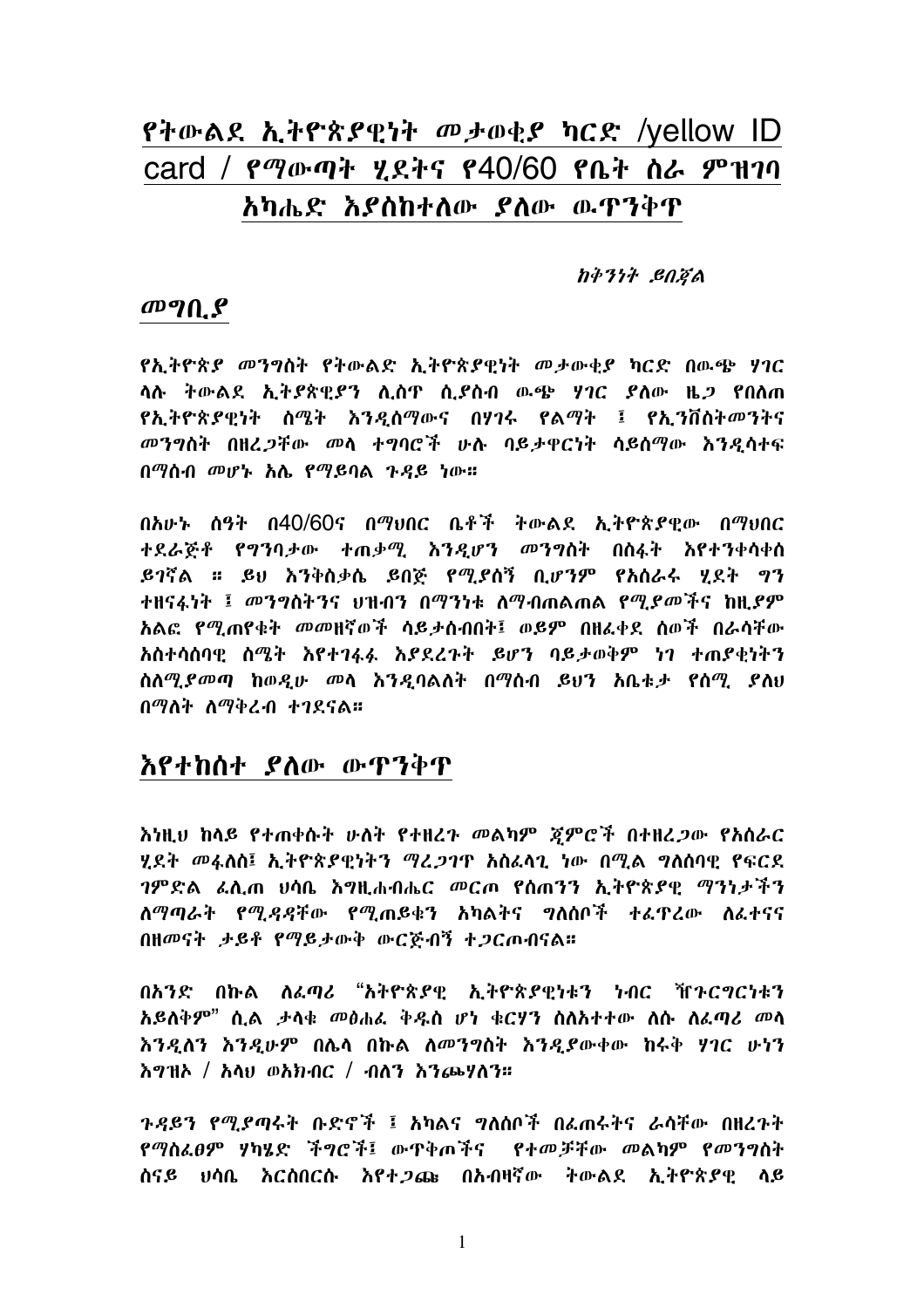# የትውልደ ኢትዮጵያዊነት መታወቂያ ካርድ /yellow ID card / የማውጣት ሂደትና የ40/60 የቤት ስራ ምዝገባ አካሔድ እያስከተለው ያለው ዉጥንቅጥ

*ከቅንነት ይበጃል*

## *መግቢያ*

የኢትዮጵያ መንግስት የትውልድ ኢትዮጵያዊነት መታውቂያ ካርድ በዉጭ ሃገር ላሉ ትውልደ ኢትያጵዊያን ሲሰጥ ሲያስብ ዉጭ ሃገር ያለው ዜጋ የበለጠ የኢትዮጵያዊነት ስሜት እንዲሰማውና በሃገሩ የልማት ፤ የኢንቨስትመንትና መንግስት በዘረጋቸው መላ ተግባሮች ሁሉ ባይታዋርነት ሳይሰማው እንዲሳተፍ በማሰብ መሆኑ አሌ የማይባል ጉዳይ ነው።

በአሁኑ ሰዓት በ40/60ና በማህበር ቤቶች ትውልደ ኢትዮጵያዊው በማህበር ተደራጅቶ የግንባታው ተጠቃሚ እንዲሆን መንግስት በስፋት እየተንቀሳቀሰ ይገኛል ። ይህ እንቅስቃሴ ይበጅ የሚያሰኝ ቢሆንም የአሰራሩ ሂደት ግን ተዘናፋነት ፤ መንግስትንና ህዝብን በማንነቱ ለማብጠልጠል የሚያመችና ከዚያም አልፎ የሚጠየቁት መመዘኛወች ሳይታሰብበት፤ ወይም በዘፈቀደ ሰወች በራሳቸው አስተሳሰባዊ ስሜት እየተገፋፉ እያደረጉት ይሆን ባይታወቅም ነገ ተጠያቂነትን ስለሚያመጣ ከወዲሁ መላ እንዲባልለት በማሰብ ይህን አቤቱታ የሰሚ ያለህ በማለት ለማቅረብ ተገደናል።

## እየተከሰተ ያለው ውጥንቅጥ

እነዚህ ከላይ የተጠቀሱት ሁለት የተዘረጉ መልካም ጀምሮች በተዘረጋው የአሰራር ሂደት መፋለስ፤ ኢትዮጵያዊነትን ማረጋገጥ አስፈላጊ ነው በሚል ግለሰባዊ የፍርደ ገምድል ፈሊጠ ህሳቤ እግዚሐብሔር መርጦ የሰጠንን ኢትዮጵያዊ ማንነታችን ለማጣራት የሚዳዳቸው የሚጠይቁን አካልትና ግለሰቦች ተፈጥረው ለፈተናና በዘመናት ታይቶ የማይታውቅ ውርጅብኝ ተጋርጦብናል።

በአንድ በኩል ለፈጣሪ "አትዮጵያዊ ኢትዮጵያዊነቱን ነብር ዥጉርግርነቱን አይለቅም" ሲል ታላቁ መፅሐፈ ቅዱስ ሆነ ቁርሃን ስለአተተው ለሱ ለፈጣሪ መላ እንዲለን እንዲሁም በሌላ በኩል ለመንግስት እንዲያውቀው ከሩቅ ሃገር ሁነን እግዝኦ / አላህ ወአክብር / ብለን እንጮሃለን።

ጉዳይን የሚያጣሩት ቡድኖች ፤ አካልና ግለሰቦች በፈጠሩትና ራሳቸው በዘረጉት የማስፈፀም ሃካሄድ ችግሮች፤ ውጥቅጦችና የተመቻቸው መልካም የመንግስት ስናይ ህሳቤ እርስበርሱ እየተጋጩ በአብዛኛው ትውልደ ኢትዮጵያዊ ላይ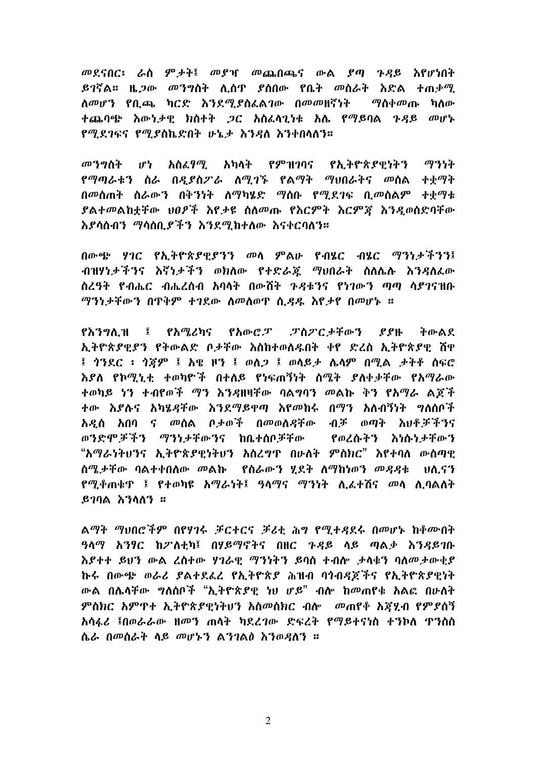መደናበር፡ ራስ ምታት፤ መያዣ መጨበጫና ውል ያጣ ጉዳይ እየሆነበት ይገኛል። ዜጋው መንግስት ሊሰጥ ያሰበው የቤት መስራት እድል ተጠቃሚ ለመሆን የቢጫ ካርድ እንደሚያስፈልገው በመመዘኛነት ማስቀመጡ ካለው ተጨባጭ እውነታዊ ክስተት ጋር አስፈላጊነቱ አሌ የማይባል ጉዳይ መሆኑ የሚደገፍና የሚያስኬድበት ሁኔታ እንዳለ እንቀበላለን።

መንግስት ሆነ አስፈፃሚ አካላት የምዝገባና የኢትዮጵያዊነትን ማንነት የማጣራቱን ስራ በዲያስፖራ ለሚገኙ የልማት ማህበራትና መሰል ተቋማት በመስጠት ስራውን በቅንነት ለማካሄድ ማሰቡ የሚደገፍ ቢመስልም ተቋማቱ ያልተመለከቷቸው ህፀፆች እየታዩ ስለመጡ የእርምት እርምጃ እንዲወሰድባቸው እያሳሰብን ማሳሰቢያችን እንደሚከተለው እናቀርባለን።

በውጭ ሃገር የኢትዮጵያዊያንን መላ ምልሁ የብሄር ብሄር ማንነታችንን፤ ብዝሃነታችንና እኛነታችንን ወክለው የተደራጁ ማህበራት ስለሌሉ እንዳለፈው ስረዓት የብሔር ብሔረሰብ አባላት በውሽት ጉዳቱንና የነገውን ጣጣ ሳያገናዝቡ ማንነታቸውን በጥቅም ተገደው ለመለወጥ ሲዳዱ እየታየ በመሆኑ ።

የእንግሊዝ ፤ የአሜሪካና የአውሮፓ ፓስፖርታቸውን ያያዙ ትውልደ ኢትዮጵያዊያን የትውልድ ቦታቸው እስከተወለዱበት ቀየ ድረስ ኢትዮጵያዊ ሸዋ ፤ ጎንደር ፡ ጎጃም ፤ አዌ ዞን ፤ ወሎ ፤ ወላይታ ሌላም በሚል ታትቶ ሰፍሮ እያለ የኮሚኒቲ ተወካዮች በተለይ የነፍጠኝነት ስሜት ያልቀቃቸው የአማራው ተወካይ ነን ተብየወች ማን እንዳዘዛቸው ባልግባን መልኩ ቅን የአማራ ልጆች ተው እያሉና አካሄዳቸው እንደማይዋጣ እየመከሩ በማን አለብኝነት ግለሰቦች አዲስ አበባ ና መሰል ቦታወች በመወለዳቸው ብቻ ወጣት እህቶቻችንና ወንድሞቻችን ማንነታቸውንና ከቤተሰቦቻቸው የወረሱትን እነሱነታቸውን "አማራነትህንና ኢትዮጵያዊነትህን አስረግጥ በሁለት ምስክር" እየተባለ ውስጣዊ ስሜታቸው ባልተቀበለው መልኩ የስራውን ሂደት ለማከነወን መዳዳቱ ህሊናን የሚቆጠቁጥ ፤ የተወካዩ አማራነት፤ ዓላማና ማንነት ሊፈተሽና መላ ሊባልለት ይገባል እንላለን ።

ልማት ማህበሮችም በየሃገሩ ቻርተርና ቻሪቲ ሕግ የሚተዳደሩ በመሆኑ ከቶሙበት ዓላማ አንፃር ከፖለቲካ፤ በሃይማኖትና በዘር ጉዳይ ላይ ጣልቃ እንዳይገቡ እያተተ ይህን ውል ረስተው ሃገራዊ ማንነትን ይባስ ተብሎ ታላቁን ባለመታውቂያ ኩሩ በውጭ ወራሪ ያልተደፈረ የኢትዮጵያ ሕዝብ ባኅብዳጆችና የኢትዮጵያዊነት ውል በሌላቸው ግለሰቦች "ኢትዮጵያዊ ነህ ሆይ" ብሎ ከመጠየቁ አልፎ በሁለት ምስክር አምጥተ ኢትዮጵያዊነትህን አስመስክር ብሎ መጠየቀ አጃሂብ የምያሰኝ አሳፋሪ ፤በወራራው ዘመን ጠላት ካደረገው ድፍረት የማይተናነስ ተንኮለ ጥንስስ ሴራ በመስራት ላይ መሆኑን ልንገልፅ እንወዳለን ።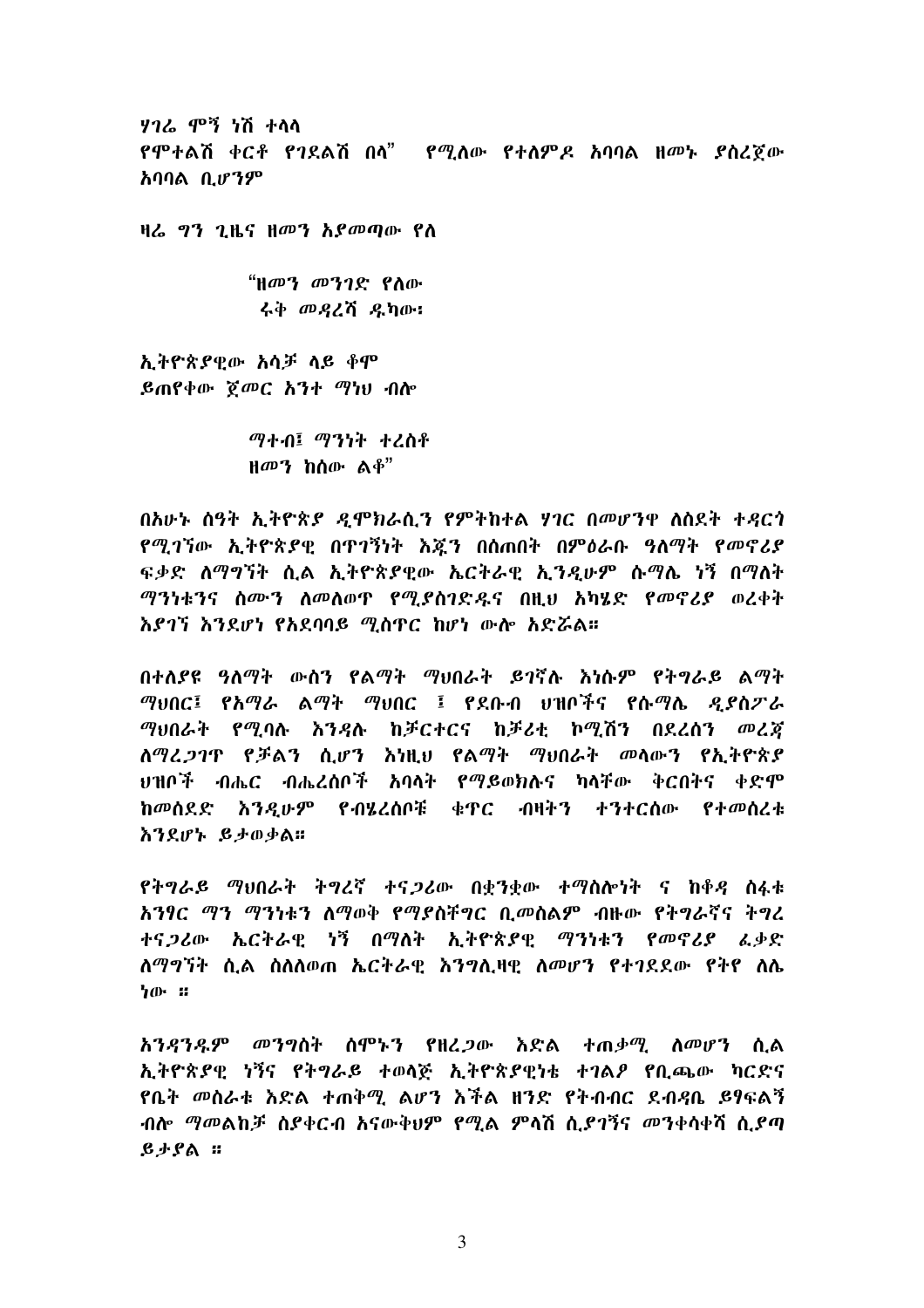ሃገሬ ሞኝ ነሽ ተላላ
የሞተልሽ ቀርቶ የገደልሽ በላ" የሚለው የተለምዶ አባባል ዘመኑ ያስረጀው አባባል ቢሆንም

ዛሬ ግን ጊዜና ዘመን አያመጣው የለ

"ዘመን መንገድ የለው
ሩቅ መዳረሻ ዱካው፣

ኢትዮጵያዊው አሳቻ ላይ ቆሞ
ይጠየቀው ጀመር አንተ ማነህ ብሎ

ማተብ፤ ማንነት ተረስቶ
ዘመን ከሰው ልቆ"

በአሁኑ ሰዓት ኢትዮጵያ ዲሞክራሲን የምትከተል ሃገር በመሆንዋ ለስደት ተዳርጎ የሚገኘው ኢትዮጵያዊ በጥገኝነት እጁን በሰጠበት በምዕራቡ ዓለማት የመኖሪያ ፍቃድ ለማግኘት ሲል ኢትዮጵያዊው ኤርትራዊ ኢንዲሁም ሱማሌ ነኝ በማለት ማንነቱንና ስሙን ለመለወጥ የሚያስገድዱና በዚህ አካሄድ የመኖሪያ ወረቀት እያገኘ እንደሆነ የአደባባይ ሚስጥር ከሆነ ውሎ አድሯል።

በተለያዩ ዓለማት ውስን የልማት ማህበራት ይገኛሉ እነሱም የትግራይ ልማት ማህበር፤ የአማራ ልማት ማህበር ፤ የደቡብ ህዝቦችና የሱማሌ ዲያስፖራ ማህበራት የሚባሉ እንዳሉ ከቻርተርና ከቻሪቲ ኮሚሽን በደረሰን መረጃ ለማረጋገጥ የቻልን ሲሆን እነዚህ የልማት ማህበራት መላውን የኢትዮጵያ ህዝቦች ብሔር ብሔረሰቦች አባላት የማይወክሉና ካላቸው ቅርበትና ቀድሞ ከመሰደድ እንዲሁም የብሄረሰቦቹ ቁጥር ብዛትን ተንተርሰው የተመሰረቱ እንደሆኑ ይታወቃል።

የትግራይ ማህበራት ትግረኛ ተናጋሪው በቋንቋው ተማስሎነት ና ከቆዳ ስፋቱ አንፃር ማን ማንነቱን ለማወቅ የማያስቸግር ቢመስልም ብዙው የትግራኛና ትግረ ተናጋሪው ኤርትራዊ ነኝ በማለት ኢትዮጵያዊ ማንነቱን የመኖሪያ ፈቃድ ለማግኘት ሲል ስለለወጠ ኤርትራዊ እንግሊዛዊ ለመሆን የተገደደው የትየ ለሌ ነው ።

አንዳንዱም መንግስት ሰሞኑን የዘረጋው እድል ተጠቃሚ ለመሆን ሲል ኢትዮጵያዊ ነኝና የትግራይ ተወላጅ ኢትዮጵያዊነቱ ተገልፆ የቢጫው ካርድና የቤት መስሪቱ እድል ተጠቅሚ ልሆን እችል ዘንድ የትብብር ደብዳቤ ይፃፍልኝ ብሎ ማመልከቻ ስያቀርብ አናውቅህም የሚል ምላሽ ሲያገኝና መንቀሳቀሻ ሲያጣ ይታያል ።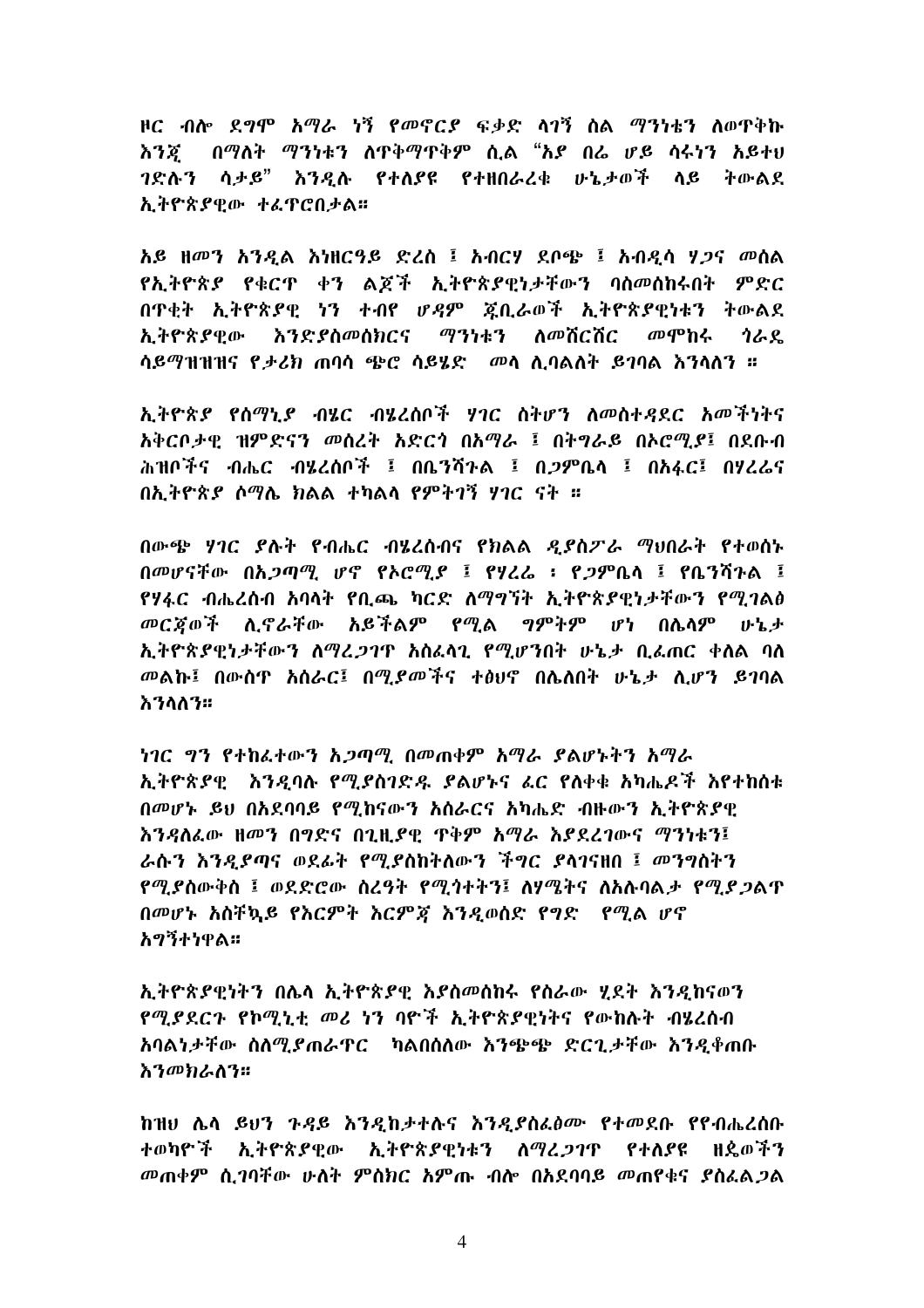ዞር ብሎ ደግሞ አማራ ነኝ የመኖርያ ፍቃድ ላገኝ ስል ማንነቴን ለወጥቅኩ እንጂ በማለት ማንነቱን ለጥቅማጥቅም ሲል "እያ በሬ ሆይ ሳሩነን አይተህ ገድሉን ሳታይ" እንዲሉ የተለያዩ የተዘበራረቁ ሁኔታወች ላይ ትውልደ ኢትዮጵያዊው ተፈጥሮበታል።

አይ ዘመን እንዲል እነዘርዓይ ድረስ ፣ አብርሃ ደቦጭ ፣ አብዲሳ ሃጋና መሰል የኢትዮጵያ የቁርጥ ቀን ልጆች ኢትዮጵያዊነታቸውን ባስመሰከሩበት ምድር በጥቂት ኢትዮጵያዊ ነን ተብየ ሆዳም ጁቢራወች ኢትዮጵያዊነቱን ትውልደ ኢትዮጵያዊው እንድያስመሰክርና ማንነቱን ለመሸርሸር መሞከሩ ጎራዴ ሳይማዘዝዝና የታሪክ ጠባሳ ጭሮ ሳይሄድ መላ ሊባልለት ይገባል እንላለን ።

ኢትዮጵያ የስማኒያ ብሄር ብሄረሰቦች ሃገር ስትሆን ለመስተዳደር አመችነትና አቅርቦታዊ ዝምድናን መሰረት አድርጎ በአማራ ፣ በትግራይ በኦሮሚያ፣ በደቡብ ሕዝቦችና ብሔር ብሄረሰቦች ፣ በቤንሻጉል ፣ በጋምቤላ ፣ በአፋር፣ በሃረሬና በኢትዮጵያ ሶማሌ ክልል ተካልላ የምትገኝ ሃገር ናት ።

በውጭ ሃገር ያሉት የብሔር ብሄረሰብና የክልል ዲያስፖራ ማህበራት የተወሰኑ በመሆናቸው በአጋጣሚ ሆኖ የኦሮሚያ ፣ የሃረሬ ፥ የጋምቤላ ፣ የቤንሻጉል ፣ የሃፋር ብሔረሰብ አባላት የቢጫ ካርድ ለማግኘት ኢትዮጵያዊነታቸውን የሚገልፅ መርጃወች ሊኖራቸው አይችልም የሚል ግምትም ሆነ በሌላም ሁኔታ ኢትዮጵያዊነታቸውን ለማረጋገጥ አስፈላጊ የሚሆንበት ሁኔታ ቢፈጠር ቀለል ባለ መልኩ፣ በውስጥ አሰራር፣ በሚያመችና ተፅህኖ በሌለበት ሁኔታ ሊሆን ይገባል እንላለን።

ነገር ግን የተከፈተውን አጋጣሚ በመጠቀም አማራ ያልሆኑትን አማራ ኢትዮጵያዊ እንዲባሉ የሚያስገድዱ ያልሆኑና ፈር የለቀቁ አካሔዶች እየተከሰቱ በመሆኑ ይህ በአደባባይ የሚከናውን አሰራርና አካሔድ ብዙውን ኢትዮጵያዊ እንዳለፈው ዘመን በግድና በጊዚያዊ ጥቅም አማራ እያደረገውና ማንነቱን፣ ራሱን እንዲያጣና ወደፊት የሚያስከትለውን ችግር ያላገናዘበ ፣ መንግስትን የሚያስውቅስ ፣ ወደድሮው ስረዓት የሚጎተትን፣ ለሃሜትና ለአሉባልታ የሚያጋልጥ በመሆኑ አስቸኳይ የእርምት እርምጃ እንዲወሰድ የግድ የሚል ሆኖ አግኝተነዋል።

ኢትዮጵያዊነትን በሌላ ኢትዮጵያዊ እያስመሰከሩ የስራው ሂደት እንዲከናወን የሚያደርጉ የኮሚኒቲ መሪ ነን ባዮች ኢትዮጵያዊነትና የውክሉት ብሄረሰብ አባልነታቸው ስለሚያጠራጥር ካልበሰለው እንጭጭ ድርጊታቸው እንዲቆጠቡ እንመክራለን።

ከዝህ ሌላ ይህን ጉዳይ እንዲከታተሉና እንዲያስፈፅሙ የተመደቡ የየብሔረሰቡ ተወካዮች ኢትዮጵያዊው ኢትዮጵያዊነቱን ለማረጋገጥ የተለያዩ ዘዴወችን መጠቀም ሲገባቸው ሁለት ምስክር አምጡ ብሎ በአደባባይ መጠየቁና ያስፈልጋል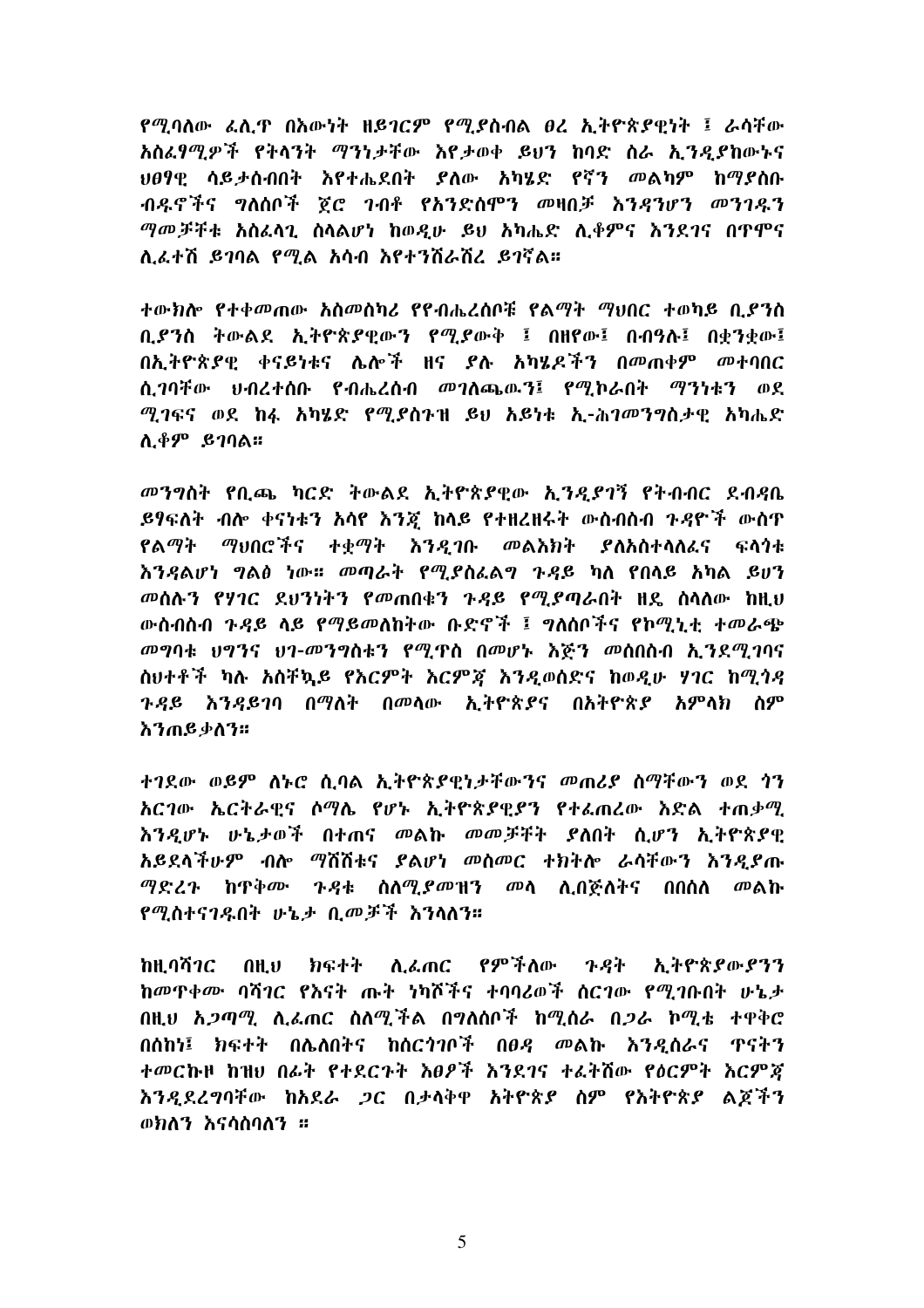የሚባለው ፊሊፕ በእውነት ዘይገርም የሚያስብል ፀረ ኢትዮጵያዊነት ፤ ራሳቸው አስፈፃሚዎች የትላንት ማንነታቸው እየታወቀ ይህን ከባድ ስራ ኢንዲያከውኑና ህፀፃዊ ሳይታሰብበት እየተሔደበት ያለው አካሄድ የኛን መልካም ከማያስቡ ብዱኖችና ግለሰቦች ጀሮ ገብቶ የአንድስሞን መዛበቻ እንዳንሆን መንገዱን ማመቻቸቱ አስፈላጊ ስላልሆነ ከወዲሁ ይህ አካሔድ ሊቆምና እንደገና በጥሞና ሊፈተሽ ይገባል የሚል አሳብ እየተንሸራሸረ ይገኛል።

ተውክሎ የተቀመጠው አስመስካሪ የየብሔረሰቦቹ የልማት ማህበር ተወካይ ቢያንስ ቢያንስ ትውልደ ኢትዮጵያዊውን የሚያውቅ ፤ በዘየው፤ በብዓሉ፤ በቋንቋው፤ በኢትዮጵያዊ ቀናይነቱና ሌሎች ዘና ያሉ አካሄዶችን በመጠቀም መተባበር ሲገባቸው ህብረተሰቡ የብሔረሰብ መገለጫውን፤ የሚኮራበት ማንነቱን ወደ ሚገፍና ወደ ከፋ አካሄድ የሚያስጉዝ ይህ አይነቱ ኢ-ሕገመንግስታዊ አካሔድ ሊቆም ይገባል።

መንግስት የቢጫ ካርድ ትውልደ ኢትዮጵያዊው ኢንዲያገኝ የትብብር ደብዳቤ ይፃፍለት ብሎ ቀናነቱን አሳየ እንጂ ከላይ የተዘረዘሩት ውስብስብ ጉዳዮች ውስጥ የልማት ማህበሮችና ተቋማት እንዲገቡ መልእክት ያለአስተላለፈና ፍላጎቱ እንዳልሆነ ግልፅ ነው። መጣራት የሚያስፈልግ ጉዳይ ካለ የበላይ አካል ይህን መሰሉን የሃገር ደህንነትን የመጠበቁን ጉዳይ የሚያጣራበት ዘዴ ስላለው ከዚህ ውስብስብ ጉዳይ ላይ የማይመለከተው ቡድኖች ፤ ግለሰቦችና የኮሚኒቲ ተመራጭ መግባቱ ህግንና ህገ-መንግስቱን የሚጥስ በመሆኑ እጅን መሰበስብ ኢንደሚገባና ስህተቶች ካሉ አስቸኳይ የእርምት እርምጃ እንዲወሰድና ከወዲሁ ሃገር ከሚጎዳ ጉዳይ እንዳይገባ በማለት በመላው ኢትዮጵያና በአትዮጵያ አምላክ ስም እንጠይቃለን።

ተገደው ወይም ለኑሮ ሲባል ኢትዮጵያዊነታቸውንና መጠሪያ ስማቸውን ወደ ጎን አርገው ኤርትራዊና ሶማሌ የሆኑ ኢትዮጵያዊያን የተፈጠረው እድል ተጠቃሚ እንዲሆኑ ሁኔታወች በተጠና መልኩ መመቻቸት ያለበት ሲሆን ኢትዮጵያዊ አይደላችሁም ብሎ ማሸሽቱና ያልሆነ መስመር ተክትሎ ራሳቸውን እንዲያጡ ማድረጉ ከጥቅሙ ጉዳቱ ስለሚያመዝን መላ ሊበጅለትና በበሰለ መልኩ የሚስተናገዱበት ሁኔታ ቢመቻች እንላለን።

ከዚባሻገር በዚህ ክፍተት ሊፈጠር የምችለው ጉዳት ኢትዮጵያውያንን ከመጥቀሙ ባሻገር የአናት ጡት ነካሾችና ተባባሪወች ሰርገው የሚገቡበት ሁኔታ በዚህ አጋጣሚ ሊፈጠር ስለሚችል በግለሰቦች ከሚሰራ በጋራ ኮሚቴ ተዋቅሮ በሰከነ፤ ክፍተት በሌለበትና ከሰርጎገቦች በፀዳ መልኩ እንዲሰራና ጥናትን ተመርኩዞ ከዝህ በፊት የተደርጉት እፀዖች እንደገና ተፈትሸው የዕርምት እርምጃ እንዲደረግባቸው ከአደራ ጋር በታላቅዋ አትዮጵያ ስም የአትዮጵያ ልጆችን ወክለን እናሳስባለን ።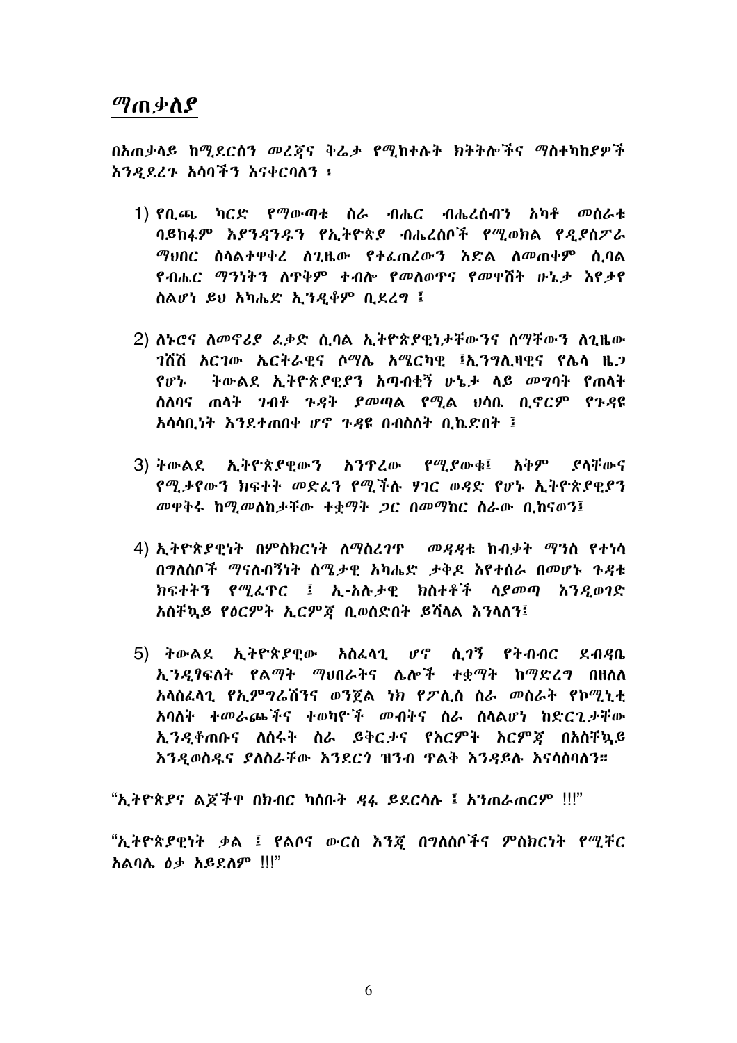## ማጠቃለያ

በአጠቃላይ ከሚደርሰን መረጃና ቅሬታ የሚከተሉት ክትትሎችና ማስተካከያዎች እንዲደረጉ አሳባችን እናቀርባለን ፡

1) የቢጫ ካርድ የማውጣቱ ስራ ብሔር ብሔረሰብን አካቶ መስራቱ ባይከፋም እያንዳንዱን የኢትዮጵያ ብሔረሰቦች የሚወክል የዲያስፖራ ማህበር ስላልተዋቀረ ለጊዜው የተፈጠረውን እድል ለመጠቀም ሲባል የብሔር ማንነትን ለጥቅም ተብሎ የመለወጥና የመዋሸት ሁኔታ እየታየ ስልሆነ ይህ አካሔድ ኢንዲቆም ቢደረግ ፤

2) ለኑሮና ለመኖሪያ ፈቃድ ሲባል ኢትዮጵያዊነታቸውንና ስማቸውን ለጊዜው ገሸሽ አርገው ኤርትራዊና ሶማሌ አሜርካዊ ፤ኢንግሊዛዊና የሌላ ዜጋ የሆኑ ትውልደ ኢትዮጵያዊያን አጣብቂኝ ሁኔታ ላይ መግባት የጠላት ሰለባና ጠላት ገብቶ ጉዳት ያመጣል የሚል ህሳቤ ቢኖርም የጉዳዩ አሳሳቢነት እንደተጠበቀ ሆኖ ጉዳዩ በብስለት ቢኬድበት ፤

3) ትውልደ ኢትዮጵያዊውን አንጥረው የሚያውቁ፤ አቅም ያላቸውና የሚታየውን ክፍተት መድፈን የሚችሉ ሃገር ወዳድ የሆኑ ኢትዮጵያዊያን መዋቅሩ ከሚመለከታቸው ተቋማት ጋር በመማከር ስራው ቢከናወን፤

4) ኢትዮጵያዊነት በምስክርነት ለማስረገጥ መዳዳቱ ከብቃት ማንስ የተነሳ በግለሰቦች ማናለብኝነት ስሜታዊ አካሔድ ታቅዶ እየተሰራ በመሆኑ ጉዳቱ ክፍተትን የሚፈጥር ፤ ኢ-አሉታዊ ክስተቶች ሳያመጣ እንዲወገድ አስቸኳይ የዕርምት ኢርምጃ ቢወሰድበት ይሻላል እንላለን፤

5) ትውልደ ኢትዮጵያዊው አስፈላጊ ሆኖ ሲገኝ የትብብር ደብዳቤ ኢንዲፃፍለት የልማት ማህበራትና ሌሎች ተቋማት ከማድረግ በዘለለ አላስፈላጊ የኢምግሬሽንና ወንጀል ነክ የፖሊስ ስራ መስራት የኮሚኒቲ አባለት ተመራጮችና ተወካዮች ሙብትና ስራ ስላልሆነ ከድርጊታቸው ኢንዲቆጠቡና ለሰሩት ስራ ይቅርታና የእርምት እርምጃ በአስቸኳይ እንዲወስዱና ያለስራቸው እንደርጎ ዝንብ ጥልቅ እንዳይሉ እናሳስባለን።

"ኢትዮጵያና ልጆችዋ በክብር ካሰቡት ዳፋ ይደርሳሉ ፤ አንጠራጠርም !!!"

"ኢትዮጵያዊነት ቃል ፤ የልቦና ውርስ እንጂ በግለሰቦችና ምስክርነት የሚቸር አልባሌ ዕቃ አይደለም !!!"